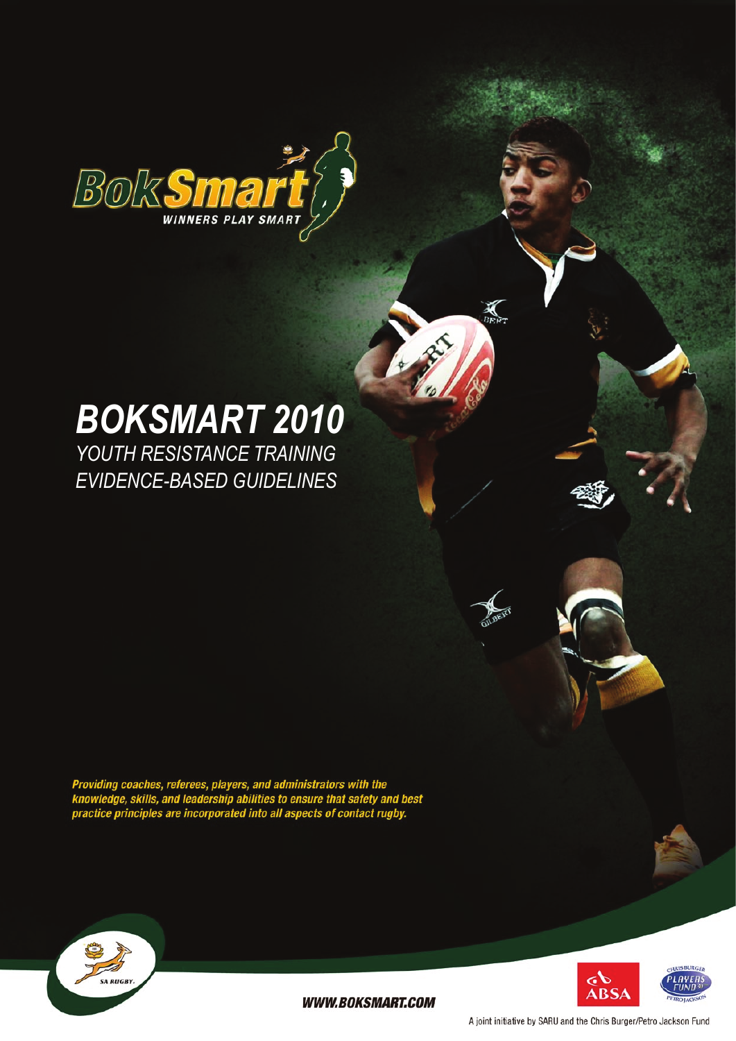BokSmart

WINNERS PLAY SMART

# BOKSMART 2010

## YOUTH RESISTANCE TRAINING EVIDENCE-BASED GUIDELINES

***Providing coaches, referees, players, and administrators with the knowledge, skills, and leadership abilities to ensure that safety and best practice principles are incorporated into all aspects of contact rugby.***

SA RUGBY

**WWW.BOKSMART.COM**

ABSA

Chris Burger Petro Jackson Players Fund

A joint initiative by SARU and the Chris Burger/Petro Jackson Fund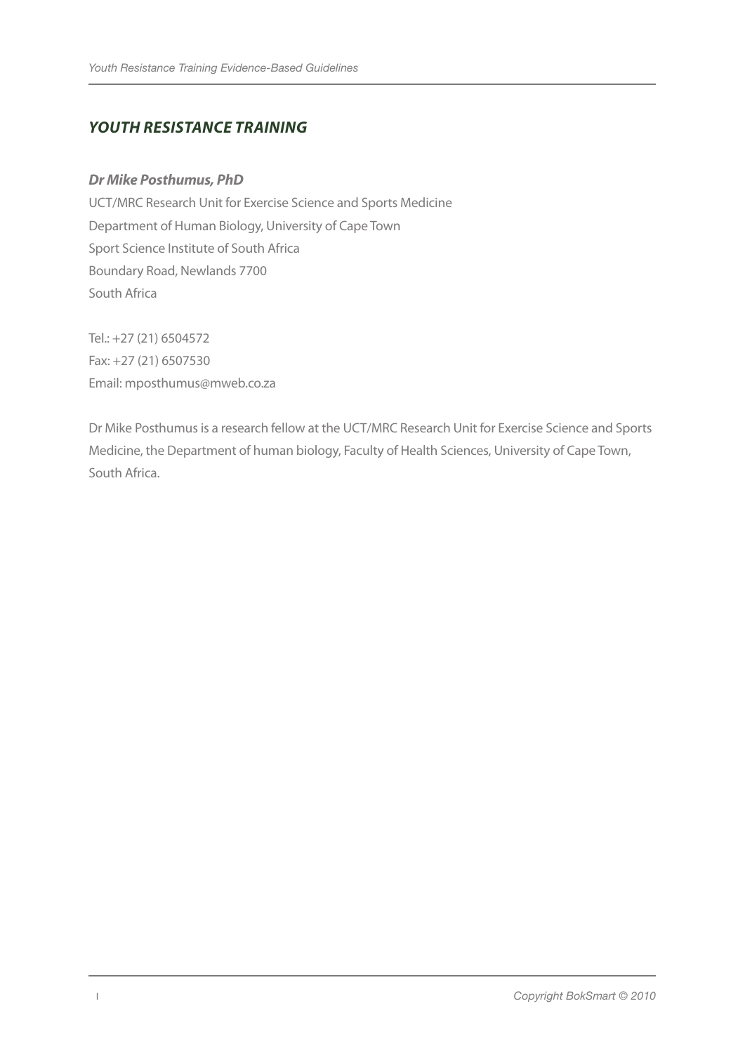## *YOUTH RESISTANCE TRAINING*

***Dr Mike Posthumus, PhD***

UCT/MRC Research Unit for Exercise Science and Sports Medicine
Department of Human Biology, University of Cape Town
Sport Science Institute of South Africa
Boundary Road, Newlands 7700
South Africa

Tel.: +27 (21) 6504572
Fax: +27 (21) 6507530
Email: mposthumus@mweb.co.za

Dr Mike Posthumus is a research fellow at the UCT/MRC Research Unit for Exercise Science and Sports Medicine, the Department of human biology, Faculty of Health Sciences, University of Cape Town, South Africa.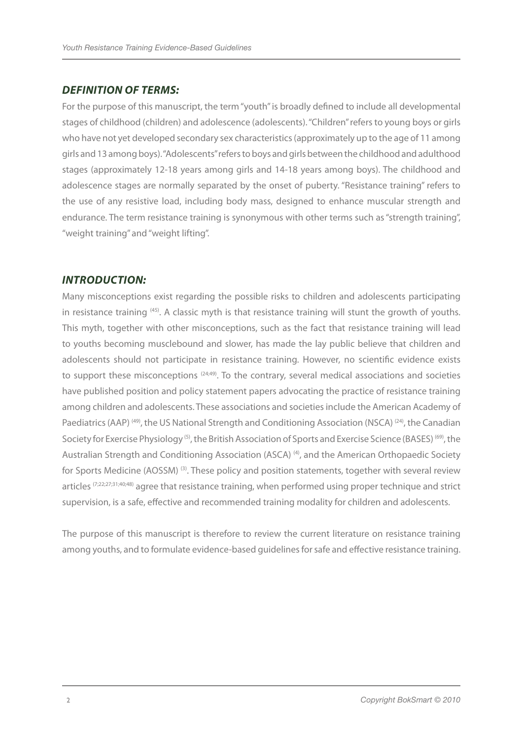## *DEFINITION OF TERMS:*

For the purpose of this manuscript, the term "youth" is broadly defined to include all developmental stages of childhood (children) and adolescence (adolescents). "Children" refers to young boys or girls who have not yet developed secondary sex characteristics (approximately up to the age of 11 among girls and 13 among boys). "Adolescents" refers to boys and girls between the childhood and adulthood stages (approximately 12-18 years among girls and 14-18 years among boys). The childhood and adolescence stages are normally separated by the onset of puberty. "Resistance training" refers to the use of any resistive load, including body mass, designed to enhance muscular strength and endurance. The term resistance training is synonymous with other terms such as "strength training", "weight training" and "weight lifting".

## *INTRODUCTION:*

Many misconceptions exist regarding the possible risks to children and adolescents participating in resistance training [45]. A classic myth is that resistance training will stunt the growth of youths. This myth, together with other misconceptions, such as the fact that resistance training will lead to youths becoming musclebound and slower, has made the lay public believe that children and adolescents should not participate in resistance training. However, no scientific evidence exists to support these misconceptions [24;49]. To the contrary, several medical associations and societies have published position and policy statement papers advocating the practice of resistance training among children and adolescents. These associations and societies include the American Academy of Paediatrics (AAP) [49], the US National Strength and Conditioning Association (NSCA) [24], the Canadian Society for Exercise Physiology [5], the British Association of Sports and Exercise Science (BASES) [69], the Australian Strength and Conditioning Association (ASCA) [4], and the American Orthopaedic Society for Sports Medicine (AOSSM) [3]. These policy and position statements, together with several review articles [7;22;27;31;40;48] agree that resistance training, when performed using proper technique and strict supervision, is a safe, effective and recommended training modality for children and adolescents.

The purpose of this manuscript is therefore to review the current literature on resistance training among youths, and to formulate evidence-based guidelines for safe and effective resistance training.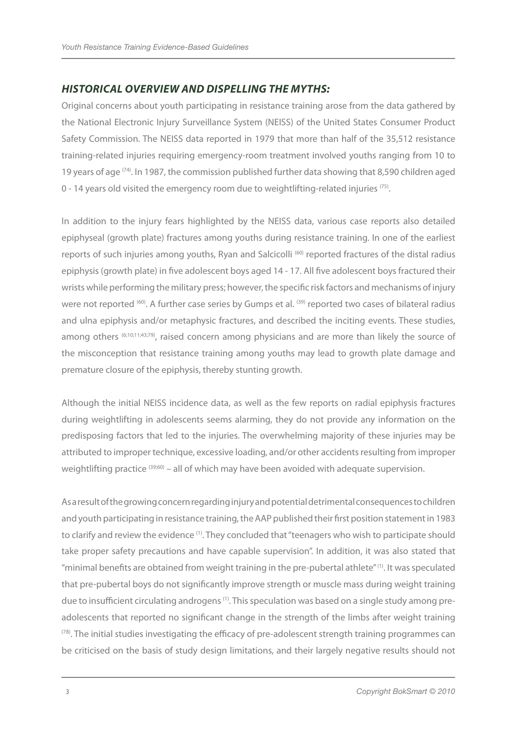## *HISTORICAL OVERVIEW AND DISPELLING THE MYTHS:*

Original concerns about youth participating in resistance training arose from the data gathered by the National Electronic Injury Surveillance System (NEISS) of the United States Consumer Product Safety Commission. The NEISS data reported in 1979 that more than half of the 35,512 resistance training-related injuries requiring emergency-room treatment involved youths ranging from 10 to 19 years of age [74]. In 1987, the commission published further data showing that 8,590 children aged 0 - 14 years old visited the emergency room due to weightlifting-related injuries [75].

In addition to the injury fears highlighted by the NEISS data, various case reports also detailed epiphyseal (growth plate) fractures among youths during resistance training. In one of the earliest reports of such injuries among youths, Ryan and Salcicolli [60] reported fractures of the distal radius epiphysis (growth plate) in five adolescent boys aged 14 - 17. All five adolescent boys fractured their wrists while performing the military press; however, the specific risk factors and mechanisms of injury were not reported [60]. A further case series by Gumps et al. [39] reported two cases of bilateral radius and ulna epiphysis and/or metaphysic fractures, and described the inciting events. These studies, among others [6;10;11;43;79], raised concern among physicians and are more than likely the source of the misconception that resistance training among youths may lead to growth plate damage and premature closure of the epiphysis, thereby stunting growth.

Although the initial NEISS incidence data, as well as the few reports on radial epiphysis fractures during weightlifting in adolescents seems alarming, they do not provide any information on the predisposing factors that led to the injuries. The overwhelming majority of these injuries may be attributed to improper technique, excessive loading, and/or other accidents resulting from improper weightlifting practice [39;60] – all of which may have been avoided with adequate supervision.

As a result of the growing concern regarding injury and potential detrimental consequences to children and youth participating in resistance training, the AAP published their first position statement in 1983 to clarify and review the evidence [1]. They concluded that "teenagers who wish to participate should take proper safety precautions and have capable supervision". In addition, it was also stated that "minimal benefits are obtained from weight training in the pre-pubertal athlete" [1]. It was speculated that pre-pubertal boys do not significantly improve strength or muscle mass during weight training due to insufficient circulating androgens [1]. This speculation was based on a single study among pre-adolescents that reported no significant change in the strength of the limbs after weight training [78]. The initial studies investigating the efficacy of pre-adolescent strength training programmes can be criticised on the basis of study design limitations, and their largely negative results should not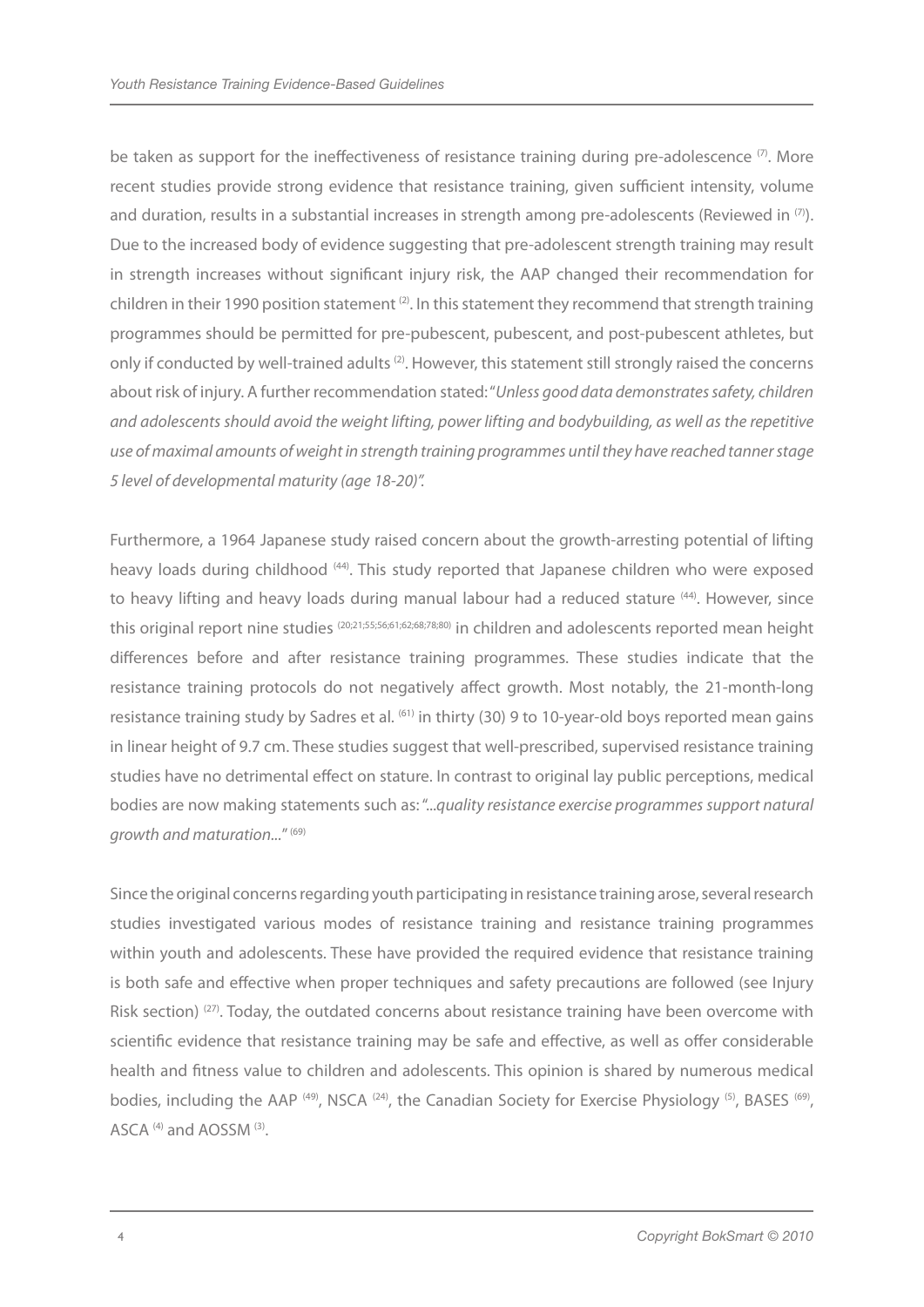be taken as support for the ineffectiveness of resistance training during pre-adolescence [7]. More recent studies provide strong evidence that resistance training, given sufficient intensity, volume and duration, results in a substantial increases in strength among pre-adolescents (Reviewed in [7]). Due to the increased body of evidence suggesting that pre-adolescent strength training may result in strength increases without significant injury risk, the AAP changed their recommendation for children in their 1990 position statement [2]. In this statement they recommend that strength training programmes should be permitted for pre-pubescent, pubescent, and post-pubescent athletes, but only if conducted by well-trained adults [2]. However, this statement still strongly raised the concerns about risk of injury. A further recommendation stated: "*Unless good data demonstrates safety, children and adolescents should avoid the weight lifting, power lifting and bodybuilding, as well as the repetitive use of maximal amounts of weight in strength training programmes until they have reached tanner stage 5 level of developmental maturity (age 18-20)".*

Furthermore, a 1964 Japanese study raised concern about the growth-arresting potential of lifting heavy loads during childhood [44]. This study reported that Japanese children who were exposed to heavy lifting and heavy loads during manual labour had a reduced stature [44]. However, since this original report nine studies [20;21;55;56;61;62;68;78;80] in children and adolescents reported mean height differences before and after resistance training programmes. These studies indicate that the resistance training protocols do not negatively affect growth. Most notably, the 21-month-long resistance training study by Sadres et al. [61] in thirty (30) 9 to 10-year-old boys reported mean gains in linear height of 9.7 cm. These studies suggest that well-prescribed, supervised resistance training studies have no detrimental effect on stature. In contrast to original lay public perceptions, medical bodies are now making statements such as: "*...quality resistance exercise programmes support natural growth and maturation...*" [69]

Since the original concerns regarding youth participating in resistance training arose, several research studies investigated various modes of resistance training and resistance training programmes within youth and adolescents. These have provided the required evidence that resistance training is both safe and effective when proper techniques and safety precautions are followed (see Injury Risk section) [27]. Today, the outdated concerns about resistance training have been overcome with scientific evidence that resistance training may be safe and effective, as well as offer considerable health and fitness value to children and adolescents. This opinion is shared by numerous medical bodies, including the AAP [49], NSCA [24], the Canadian Society for Exercise Physiology [5], BASES [69], ASCA [4] and AOSSM [3].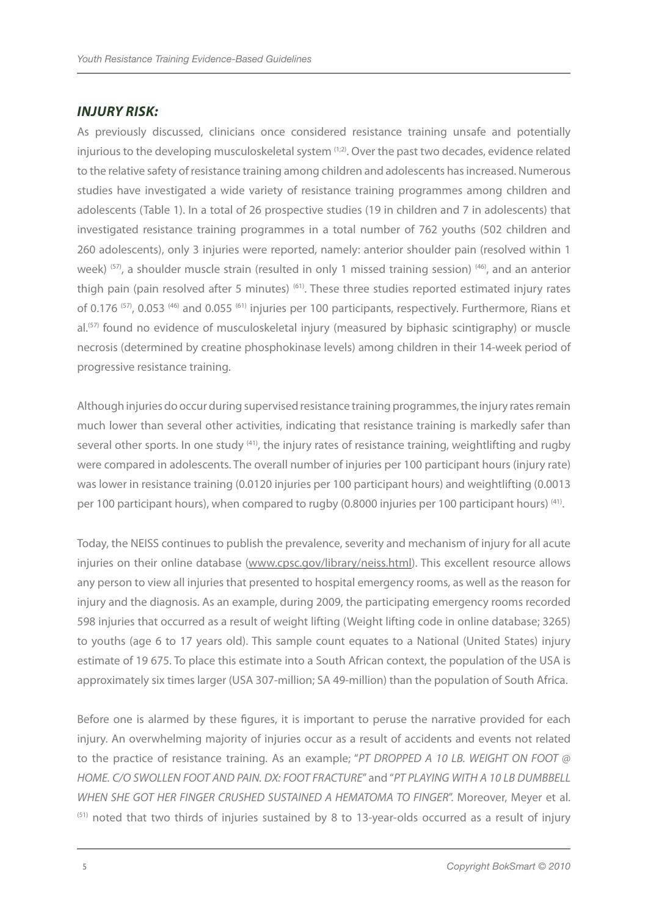## *INJURY RISK:*

As previously discussed, clinicians once considered resistance training unsafe and potentially injurious to the developing musculoskeletal system [1;2]. Over the past two decades, evidence related to the relative safety of resistance training among children and adolescents has increased. Numerous studies have investigated a wide variety of resistance training programmes among children and adolescents (Table 1). In a total of 26 prospective studies (19 in children and 7 in adolescents) that investigated resistance training programmes in a total number of 762 youths (502 children and 260 adolescents), only 3 injuries were reported, namely: anterior shoulder pain (resolved within 1 week) [57], a shoulder muscle strain (resulted in only 1 missed training session) [46], and an anterior thigh pain (pain resolved after 5 minutes) [61]. These three studies reported estimated injury rates of 0.176 [57], 0.053 [46] and 0.055 [61] injuries per 100 participants, respectively. Furthermore, Rians et al.[57] found no evidence of musculoskeletal injury (measured by biphasic scintigraphy) or muscle necrosis (determined by creatine phosphokinase levels) among children in their 14-week period of progressive resistance training.

Although injuries do occur during supervised resistance training programmes, the injury rates remain much lower than several other activities, indicating that resistance training is markedly safer than several other sports. In one study [41], the injury rates of resistance training, weightlifting and rugby were compared in adolescents. The overall number of injuries per 100 participant hours (injury rate) was lower in resistance training (0.0120 injuries per 100 participant hours) and weightlifting (0.0013 per 100 participant hours), when compared to rugby (0.8000 injuries per 100 participant hours) [41].

Today, the NEISS continues to publish the prevalence, severity and mechanism of injury for all acute injuries on their online database (www.cpsc.gov/library/neiss.html). This excellent resource allows any person to view all injuries that presented to hospital emergency rooms, as well as the reason for injury and the diagnosis. As an example, during 2009, the participating emergency rooms recorded 598 injuries that occurred as a result of weight lifting (Weight lifting code in online database; 3265) to youths (age 6 to 17 years old). This sample count equates to a National (United States) injury estimate of 19 675. To place this estimate into a South African context, the population of the USA is approximately six times larger (USA 307-million; SA 49-million) than the population of South Africa.

Before one is alarmed by these figures, it is important to peruse the narrative provided for each injury. An overwhelming majority of injuries occur as a result of accidents and events not related to the practice of resistance training. As an example; "*PT DROPPED A 10 LB. WEIGHT ON FOOT @ HOME. C/O SWOLLEN FOOT AND PAIN. DX: FOOT FRACTURE*" and "*PT PLAYING WITH A 10 LB DUMBBELL WHEN SHE GOT HER FINGER CRUSHED SUSTAINED A HEMATOMA TO FINGER*". Moreover, Meyer et al. [51] noted that two thirds of injuries sustained by 8 to 13-year-olds occurred as a result of injury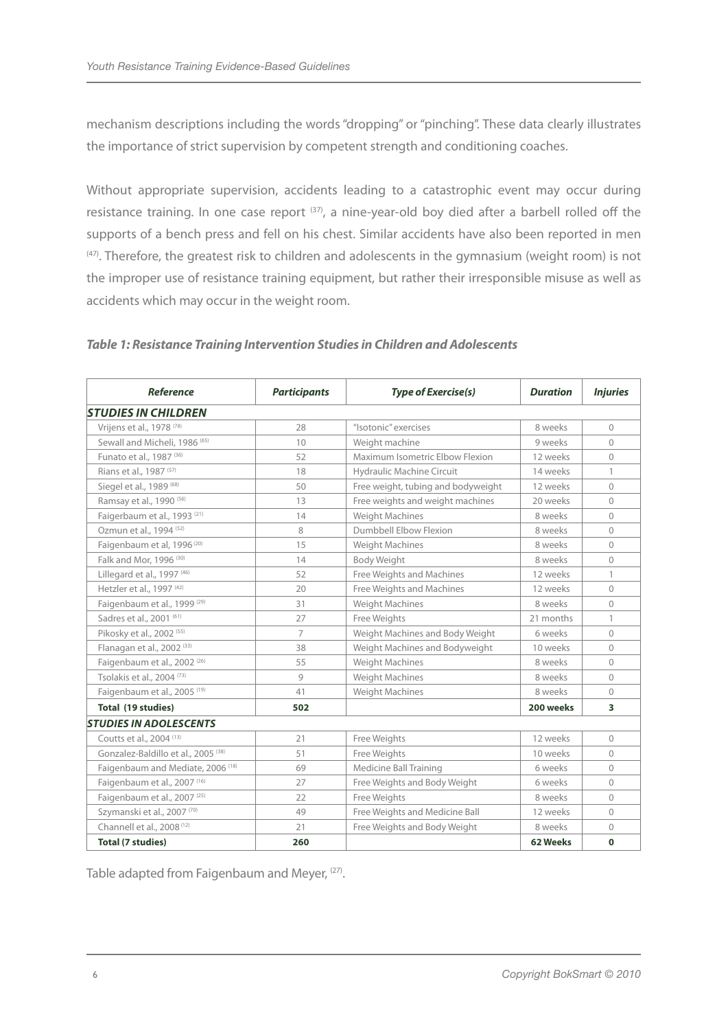mechanism descriptions including the words "dropping" or "pinching". These data clearly illustrates the importance of strict supervision by competent strength and conditioning coaches.

Without appropriate supervision, accidents leading to a catastrophic event may occur during resistance training. In one case report [37], a nine-year-old boy died after a barbell rolled off the supports of a bench press and fell on his chest. Similar accidents have also been reported in men [47]. Therefore, the greatest risk to children and adolescents in the gymnasium (weight room) is not the improper use of resistance training equipment, but rather their irresponsible misuse as well as accidents which may occur in the weight room.

***Table 1: Resistance Training Intervention Studies in Children and Adolescents***

| ***Reference*** | ***Participants*** | ***Type of Exercise(s)*** | ***Duration*** | ***Injuries*** |
|---|---|---|---|---|
| ***STUDIES IN CHILDREN*** | | | | |
| Vrijens et al., 1978 [78] | 28 | "Isotonic" exercises | 8 weeks | 0 |
| Sewall and Micheli, 1986 [65] | 10 | Weight machine | 9 weeks | 0 |
| Funato et al., 1987 [36] | 52 | Maximum Isometric Elbow Flexion | 12 weeks | 0 |
| Rians et al., 1987 [57] | 18 | Hydraulic Machine Circuit | 14 weeks | 1 |
| Siegel et al., 1989 [68] | 50 | Free weight, tubing and bodyweight | 12 weeks | 0 |
| Ramsay et al., 1990 [56] | 13 | Free weights and weight machines | 20 weeks | 0 |
| Faigerbaum et al., 1993 [21] | 14 | Weight Machines | 8 weeks | 0 |
| Ozmun et al., 1994 [52] | 8 | Dumbbell Elbow Flexion | 8 weeks | 0 |
| Faigenbaum et al, 1996 [20] | 15 | Weight Machines | 8 weeks | 0 |
| Falk and Mor, 1996 [30] | 14 | Body Weight | 8 weeks | 0 |
| Lillegard et al., 1997 [46] | 52 | Free Weights and Machines | 12 weeks | 1 |
| Hetzler et al., 1997 [42] | 20 | Free Weights and Machines | 12 weeks | 0 |
| Faigenbaum et al., 1999 [29] | 31 | Weight Machines | 8 weeks | 0 |
| Sadres et al., 2001 [61] | 27 | Free Weights | 21 months | 1 |
| Pikosky et al., 2002 [55] | 7 | Weight Machines and Body Weight | 6 weeks | 0 |
| Flanagan et al., 2002 [33] | 38 | Weight Machines and Bodyweight | 10 weeks | 0 |
| Faigenbaum et al., 2002 [26] | 55 | Weight Machines | 8 weeks | 0 |
| Tsolakis et al., 2004 [73] | 9 | Weight Machines | 8 weeks | 0 |
| Faigenbaum et al., 2005 [19] | 41 | Weight Machines | 8 weeks | 0 |
| **Total (19 studies)** | **502** | | **200 weeks** | **3** |
| ***STUDIES IN ADOLESCENTS*** | | | | |
| Coutts et al., 2004 [13] | 21 | Free Weights | 12 weeks | 0 |
| Gonzalez-Baldillo et al., 2005 [38] | 51 | Free Weights | 10 weeks | 0 |
| Faigenbaum and Mediate, 2006 [18] | 69 | Medicine Ball Training | 6 weeks | 0 |
| Faigenbaum et al., 2007 [16] | 27 | Free Weights and Body Weight | 6 weeks | 0 |
| Faigenbaum et al., 2007 [25] | 22 | Free Weights | 8 weeks | 0 |
| Szymanski et al., 2007 [70] | 49 | Free Weights and Medicine Ball | 12 weeks | 0 |
| Channell et al., 2008 [12] | 21 | Free Weights and Body Weight | 8 weeks | 0 |
| **Total (7 studies)** | **260** | | **62 Weeks** | **0** |

Table adapted from Faigenbaum and Meyer, [27].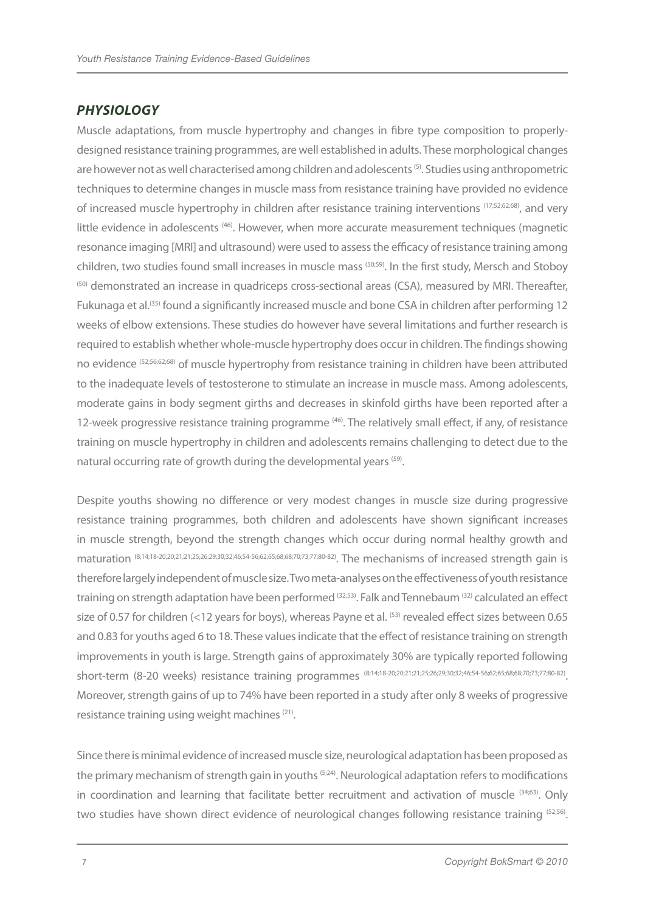## *PHYSIOLOGY*

Muscle adaptations, from muscle hypertrophy and changes in fibre type composition to properly-designed resistance training programmes, are well established in adults. These morphological changes are however not as well characterised among children and adolescents [5]. Studies using anthropometric techniques to determine changes in muscle mass from resistance training have provided no evidence of increased muscle hypertrophy in children after resistance training interventions [17;52;62;68], and very little evidence in adolescents [46]. However, when more accurate measurement techniques (magnetic resonance imaging [MRI] and ultrasound) were used to assess the efficacy of resistance training among children, two studies found small increases in muscle mass [50;59]. In the first study, Mersch and Stoboy [50] demonstrated an increase in quadriceps cross-sectional areas (CSA), measured by MRI. Thereafter, Fukunaga et al.[35] found a significantly increased muscle and bone CSA in children after performing 12 weeks of elbow extensions. These studies do however have several limitations and further research is required to establish whether whole-muscle hypertrophy does occur in children. The findings showing no evidence [52;56;62;68] of muscle hypertrophy from resistance training in children have been attributed to the inadequate levels of testosterone to stimulate an increase in muscle mass. Among adolescents, moderate gains in body segment girths and decreases in skinfold girths have been reported after a 12-week progressive resistance training programme [46]. The relatively small effect, if any, of resistance training on muscle hypertrophy in children and adolescents remains challenging to detect due to the natural occurring rate of growth during the developmental years [59].

Despite youths showing no difference or very modest changes in muscle size during progressive resistance training programmes, both children and adolescents have shown significant increases in muscle strength, beyond the strength changes which occur during normal healthy growth and maturation [8;14;18-20;20;21;21;25;26;29;30;32;46;54-56;62;65;68;68;70;73;77;80-82]. The mechanisms of increased strength gain is therefore largely independent of muscle size. Two meta-analyses on the effectiveness of youth resistance training on strength adaptation have been performed [32;53]. Falk and Tennebaum [32] calculated an effect size of 0.57 for children (<12 years for boys), whereas Payne et al. [53] revealed effect sizes between 0.65 and 0.83 for youths aged 6 to 18. These values indicate that the effect of resistance training on strength improvements in youth is large. Strength gains of approximately 30% are typically reported following short-term (8-20 weeks) resistance training programmes [8;14;18-20;20;21;21;25;26;29;30;32;46;54-56;62;65;68;68;70;73;77;80-82]. Moreover, strength gains of up to 74% have been reported in a study after only 8 weeks of progressive resistance training using weight machines [21].

Since there is minimal evidence of increased muscle size, neurological adaptation has been proposed as the primary mechanism of strength gain in youths [5;24]. Neurological adaptation refers to modifications in coordination and learning that facilitate better recruitment and activation of muscle [34;63]. Only two studies have shown direct evidence of neurological changes following resistance training [52;56].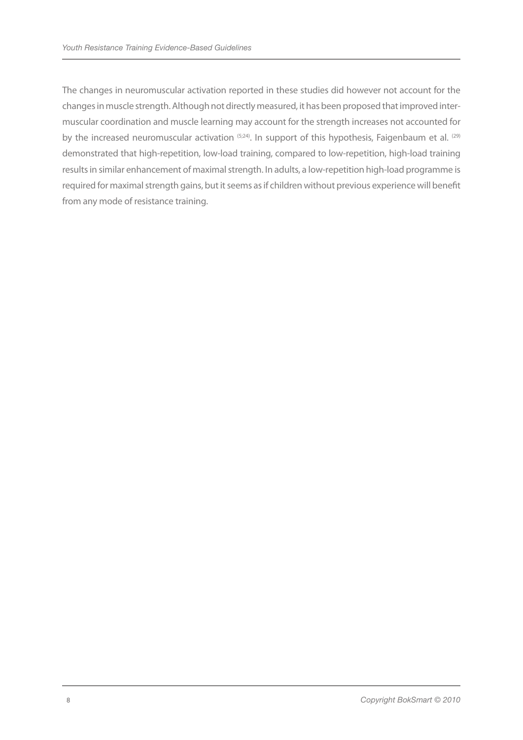The changes in neuromuscular activation reported in these studies did however not account for the changes in muscle strength. Although not directly measured, it has been proposed that improved inter-muscular coordination and muscle learning may account for the strength increases not accounted for by the increased neuromuscular activation [5;24]. In support of this hypothesis, Faigenbaum et al. [29] demonstrated that high-repetition, low-load training, compared to low-repetition, high-load training results in similar enhancement of maximal strength. In adults, a low-repetition high-load programme is required for maximal strength gains, but it seems as if children without previous experience will benefit from any mode of resistance training.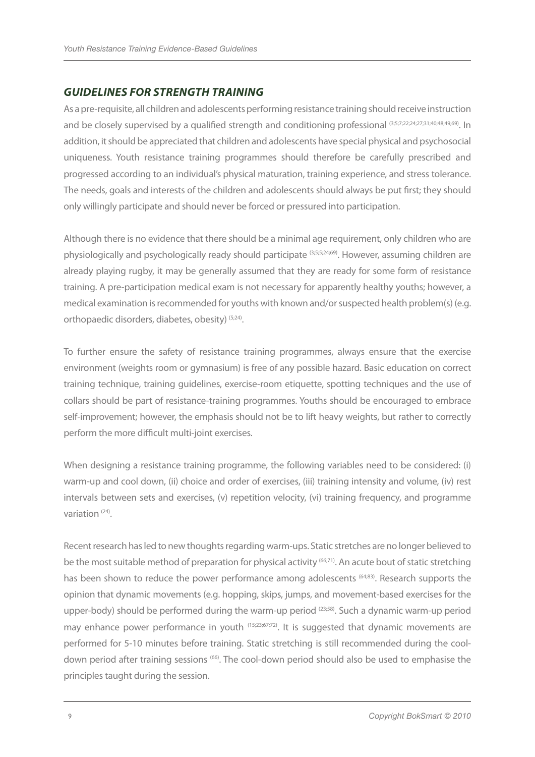## *GUIDELINES FOR STRENGTH TRAINING*

As a pre-requisite, all children and adolescents performing resistance training should receive instruction and be closely supervised by a qualified strength and conditioning professional [3;5;7;22;24;27;31;40;48;49;69]. In addition, it should be appreciated that children and adolescents have special physical and psychosocial uniqueness. Youth resistance training programmes should therefore be carefully prescribed and progressed according to an individual's physical maturation, training experience, and stress tolerance. The needs, goals and interests of the children and adolescents should always be put first; they should only willingly participate and should never be forced or pressured into participation.

Although there is no evidence that there should be a minimal age requirement, only children who are physiologically and psychologically ready should participate [3;5;5;24;69]. However, assuming children are already playing rugby, it may be generally assumed that they are ready for some form of resistance training. A pre-participation medical exam is not necessary for apparently healthy youths; however, a medical examination is recommended for youths with known and/or suspected health problem(s) (e.g. orthopaedic disorders, diabetes, obesity) [5;24].

To further ensure the safety of resistance training programmes, always ensure that the exercise environment (weights room or gymnasium) is free of any possible hazard. Basic education on correct training technique, training guidelines, exercise-room etiquette, spotting techniques and the use of collars should be part of resistance-training programmes. Youths should be encouraged to embrace self-improvement; however, the emphasis should not be to lift heavy weights, but rather to correctly perform the more difficult multi-joint exercises.

When designing a resistance training programme, the following variables need to be considered: (i) warm-up and cool down, (ii) choice and order of exercises, (iii) training intensity and volume, (iv) rest intervals between sets and exercises, (v) repetition velocity, (vi) training frequency, and programme variation [24].

Recent research has led to new thoughts regarding warm-ups. Static stretches are no longer believed to be the most suitable method of preparation for physical activity [66;71]. An acute bout of static stretching has been shown to reduce the power performance among adolescents [64;83]. Research supports the opinion that dynamic movements (e.g. hopping, skips, jumps, and movement-based exercises for the upper-body) should be performed during the warm-up period [23;58]. Such a dynamic warm-up period may enhance power performance in youth [15;23;67;72]. It is suggested that dynamic movements are performed for 5-10 minutes before training. Static stretching is still recommended during the cool-down period after training sessions [66]. The cool-down period should also be used to emphasise the principles taught during the session.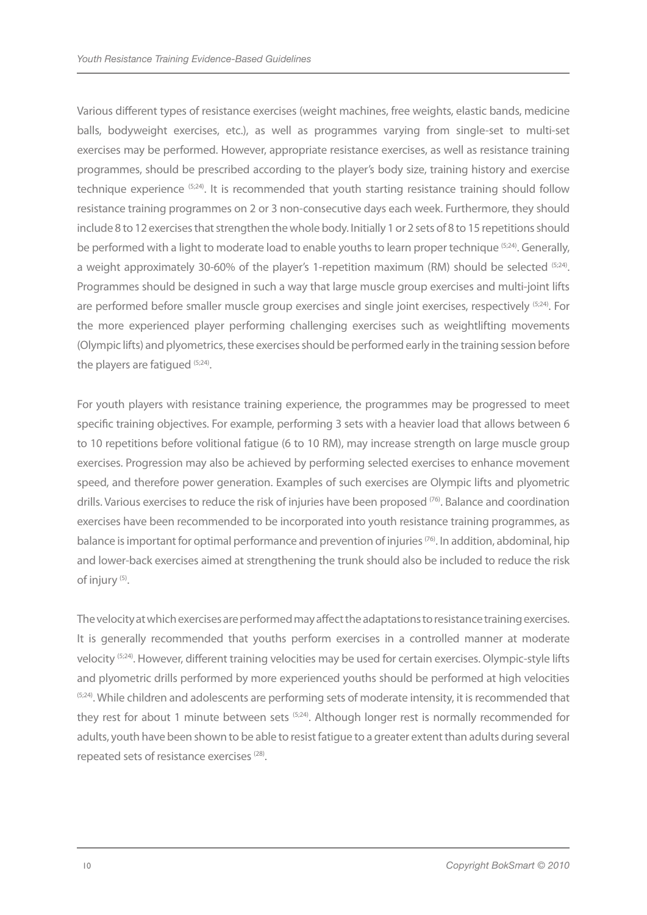Various different types of resistance exercises (weight machines, free weights, elastic bands, medicine balls, bodyweight exercises, etc.), as well as programmes varying from single-set to multi-set exercises may be performed. However, appropriate resistance exercises, as well as resistance training programmes, should be prescribed according to the player's body size, training history and exercise technique experience [5;24]. It is recommended that youth starting resistance training should follow resistance training programmes on 2 or 3 non-consecutive days each week. Furthermore, they should include 8 to 12 exercises that strengthen the whole body. Initially 1 or 2 sets of 8 to 15 repetitions should be performed with a light to moderate load to enable youths to learn proper technique [5;24]. Generally, a weight approximately 30-60% of the player's 1-repetition maximum (RM) should be selected [5;24]. Programmes should be designed in such a way that large muscle group exercises and multi-joint lifts are performed before smaller muscle group exercises and single joint exercises, respectively [5;24]. For the more experienced player performing challenging exercises such as weightlifting movements (Olympic lifts) and plyometrics, these exercises should be performed early in the training session before the players are fatigued [5;24].

For youth players with resistance training experience, the programmes may be progressed to meet specific training objectives. For example, performing 3 sets with a heavier load that allows between 6 to 10 repetitions before volitional fatigue (6 to 10 RM), may increase strength on large muscle group exercises. Progression may also be achieved by performing selected exercises to enhance movement speed, and therefore power generation. Examples of such exercises are Olympic lifts and plyometric drills. Various exercises to reduce the risk of injuries have been proposed [76]. Balance and coordination exercises have been recommended to be incorporated into youth resistance training programmes, as balance is important for optimal performance and prevention of injuries [76]. In addition, abdominal, hip and lower-back exercises aimed at strengthening the trunk should also be included to reduce the risk of injury [5].

The velocity at which exercises are performed may affect the adaptations to resistance training exercises. It is generally recommended that youths perform exercises in a controlled manner at moderate velocity [5;24]. However, different training velocities may be used for certain exercises. Olympic-style lifts and plyometric drills performed by more experienced youths should be performed at high velocities [5;24]. While children and adolescents are performing sets of moderate intensity, it is recommended that they rest for about 1 minute between sets [5;24]. Although longer rest is normally recommended for adults, youth have been shown to be able to resist fatigue to a greater extent than adults during several repeated sets of resistance exercises [28].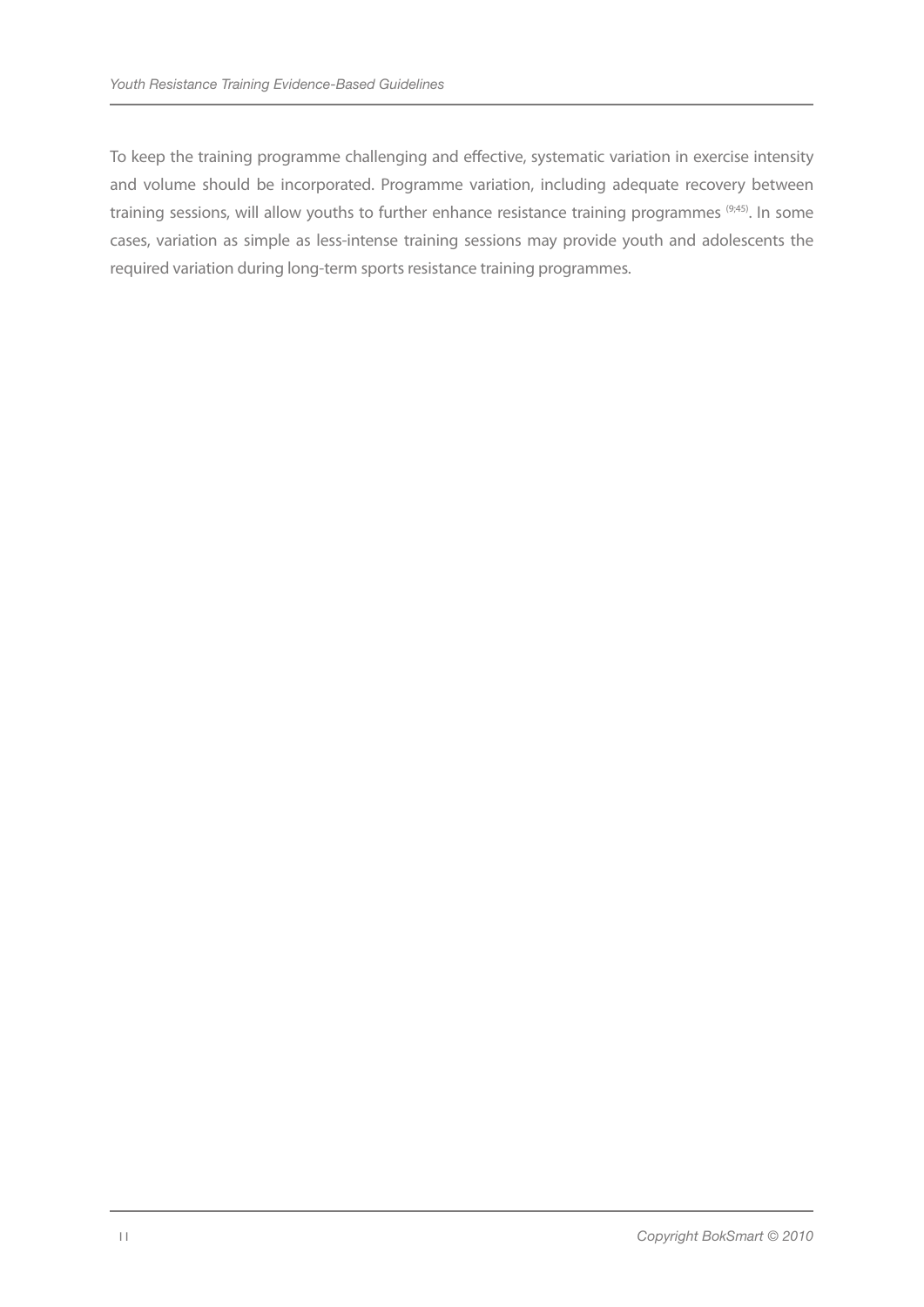To keep the training programme challenging and effective, systematic variation in exercise intensity and volume should be incorporated. Programme variation, including adequate recovery between training sessions, will allow youths to further enhance resistance training programmes [9;45]. In some cases, variation as simple as less-intense training sessions may provide youth and adolescents the required variation during long-term sports resistance training programmes.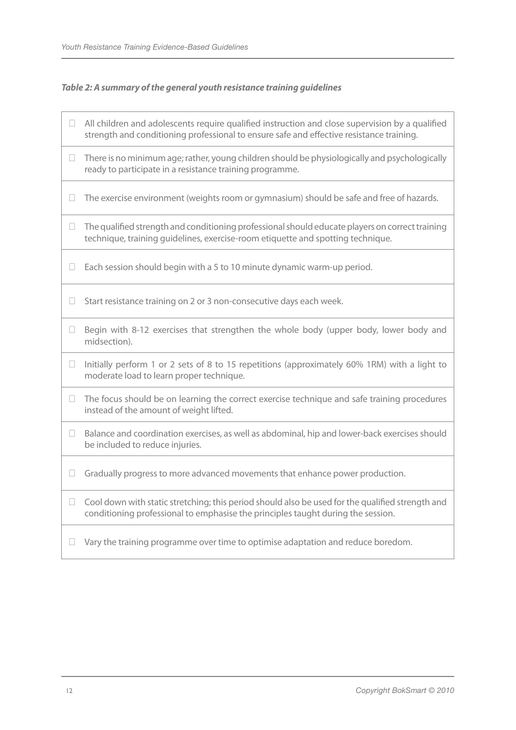***Table 2: A summary of the general youth resistance training guidelines***

- All children and adolescents require qualified instruction and close supervision by a qualified strength and conditioning professional to ensure safe and effective resistance training.
- There is no minimum age; rather, young children should be physiologically and psychologically ready to participate in a resistance training programme.
- The exercise environment (weights room or gymnasium) should be safe and free of hazards.
- The qualified strength and conditioning professional should educate players on correct training technique, training guidelines, exercise-room etiquette and spotting technique.
- Each session should begin with a 5 to 10 minute dynamic warm-up period.
- Start resistance training on 2 or 3 non-consecutive days each week.
- Begin with 8-12 exercises that strengthen the whole body (upper body, lower body and midsection).
- Initially perform 1 or 2 sets of 8 to 15 repetitions (approximately 60% 1RM) with a light to moderate load to learn proper technique.
- The focus should be on learning the correct exercise technique and safe training procedures instead of the amount of weight lifted.
- Balance and coordination exercises, as well as abdominal, hip and lower-back exercises should be included to reduce injuries.
- Gradually progress to more advanced movements that enhance power production.
- Cool down with static stretching; this period should also be used for the qualified strength and conditioning professional to emphasise the principles taught during the session.
- Vary the training programme over time to optimise adaptation and reduce boredom.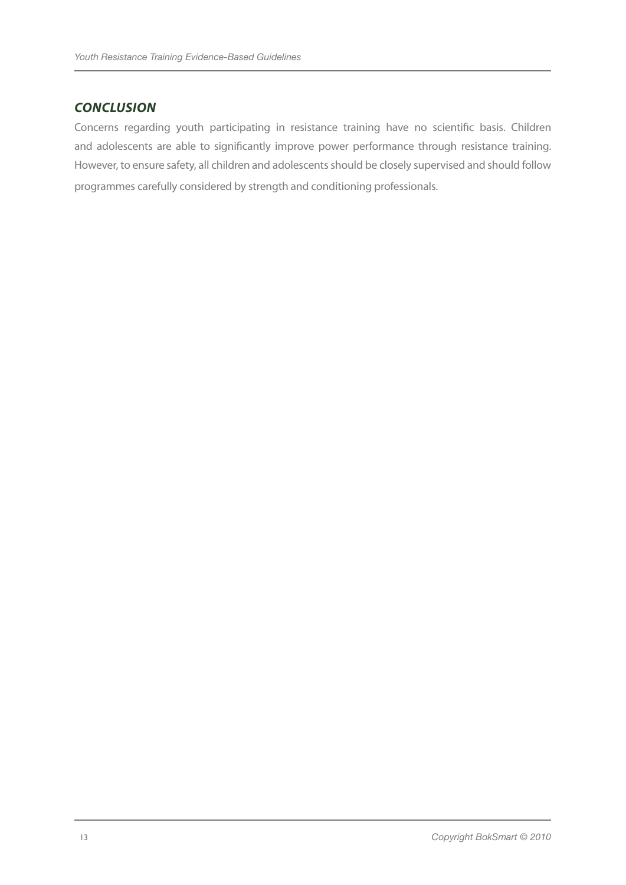## *CONCLUSION*

Concerns regarding youth participating in resistance training have no scientific basis. Children and adolescents are able to significantly improve power performance through resistance training. However, to ensure safety, all children and adolescents should be closely supervised and should follow programmes carefully considered by strength and conditioning professionals.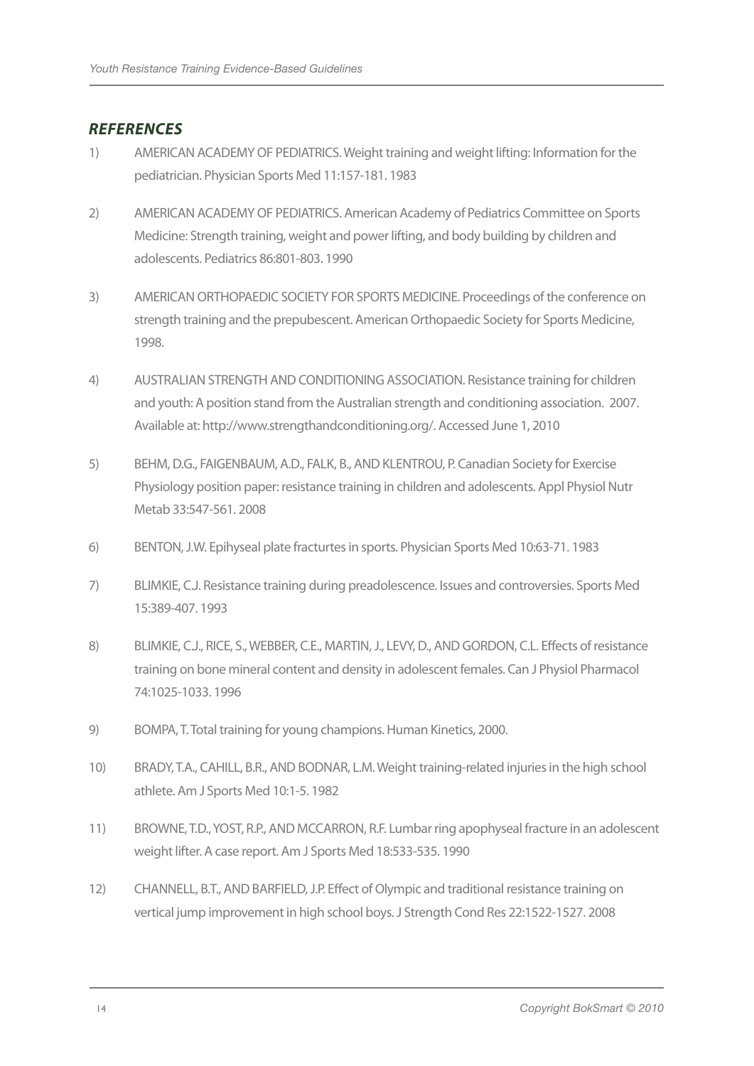## *REFERENCES*

1) AMERICAN ACADEMY OF PEDIATRICS. Weight training and weight lifting: Information for the pediatrician. Physician Sports Med 11:157-181. 1983

2) AMERICAN ACADEMY OF PEDIATRICS. American Academy of Pediatrics Committee on Sports Medicine: Strength training, weight and power lifting, and body building by children and adolescents. Pediatrics 86:801-803. 1990

3) AMERICAN ORTHOPAEDIC SOCIETY FOR SPORTS MEDICINE. Proceedings of the conference on strength training and the prepubescent. American Orthopaedic Society for Sports Medicine, 1998.

4) AUSTRALIAN STRENGTH AND CONDITIONING ASSOCIATION. Resistance training for children and youth: A position stand from the Australian strength and conditioning association. 2007. Available at: http://www.strengthandconditioning.org/. Accessed June 1, 2010

5) BEHM, D.G., FAIGENBAUM, A.D., FALK, B., AND KLENTROU, P. Canadian Society for Exercise Physiology position paper: resistance training in children and adolescents. Appl Physiol Nutr Metab 33:547-561. 2008

6) BENTON, J.W. Epihyseal plate fracturtes in sports. Physician Sports Med 10:63-71. 1983

7) BLIMKIE, C.J. Resistance training during preadolescence. Issues and controversies. Sports Med 15:389-407. 1993

8) BLIMKIE, C.J., RICE, S., WEBBER, C.E., MARTIN, J., LEVY, D., AND GORDON, C.L. Effects of resistance training on bone mineral content and density in adolescent females. Can J Physiol Pharmacol 74:1025-1033. 1996

9) BOMPA, T. Total training for young champions. Human Kinetics, 2000.

10) BRADY, T.A., CAHILL, B.R., AND BODNAR, L.M. Weight training-related injuries in the high school athlete. Am J Sports Med 10:1-5. 1982

11) BROWNE, T.D., YOST, R.P., AND MCCARRON, R.F. Lumbar ring apophyseal fracture in an adolescent weight lifter. A case report. Am J Sports Med 18:533-535. 1990

12) CHANNELL, B.T., AND BARFIELD, J.P. Effect of Olympic and traditional resistance training on vertical jump improvement in high school boys. J Strength Cond Res 22:1522-1527. 2008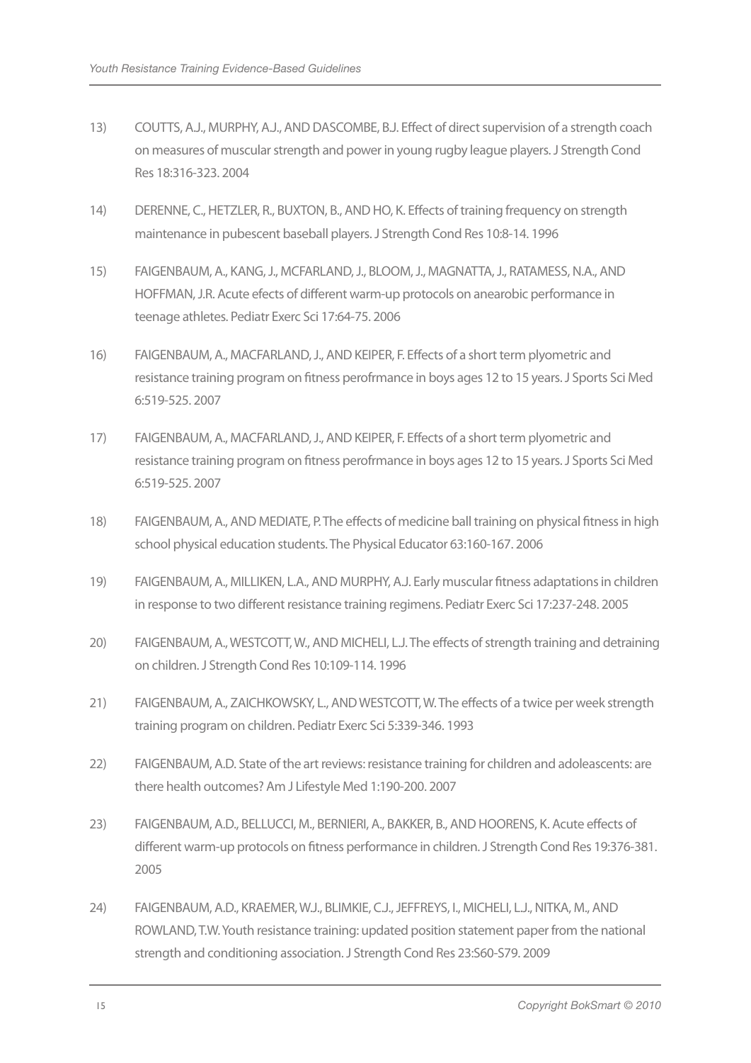13) COUTTS, A.J., MURPHY, A.J., AND DASCOMBE, B.J. Effect of direct supervision of a strength coach on measures of muscular strength and power in young rugby league players. J Strength Cond Res 18:316-323. 2004

14) DERENNE, C., HETZLER, R., BUXTON, B., AND HO, K. Effects of training frequency on strength maintenance in pubescent baseball players. J Strength Cond Res 10:8-14. 1996

15) FAIGENBAUM, A., KANG, J., MCFARLAND, J., BLOOM, J., MAGNATTA, J., RATAMESS, N.A., AND HOFFMAN, J.R. Acute efects of different warm-up protocols on anearobic performance in teenage athletes. Pediatr Exerc Sci 17:64-75. 2006

16) FAIGENBAUM, A., MACFARLAND, J., AND KEIPER, F. Effects of a short term plyometric and resistance training program on fitness perofrmance in boys ages 12 to 15 years. J Sports Sci Med 6:519-525. 2007

17) FAIGENBAUM, A., MACFARLAND, J., AND KEIPER, F. Effects of a short term plyometric and resistance training program on fitness perofrmance in boys ages 12 to 15 years. J Sports Sci Med 6:519-525. 2007

18) FAIGENBAUM, A., AND MEDIATE, P. The effects of medicine ball training on physical fitness in high school physical education students. The Physical Educator 63:160-167. 2006

19) FAIGENBAUM, A., MILLIKEN, L.A., AND MURPHY, A.J. Early muscular fitness adaptations in children in response to two different resistance training regimens. Pediatr Exerc Sci 17:237-248. 2005

20) FAIGENBAUM, A., WESTCOTT, W., AND MICHELI, L.J. The effects of strength training and detraining on children. J Strength Cond Res 10:109-114. 1996

21) FAIGENBAUM, A., ZAICHKOWSKY, L., AND WESTCOTT, W. The effects of a twice per week strength training program on children. Pediatr Exerc Sci 5:339-346. 1993

22) FAIGENBAUM, A.D. State of the art reviews: resistance training for children and adoleascents: are there health outcomes? Am J Lifestyle Med 1:190-200. 2007

23) FAIGENBAUM, A.D., BELLUCCI, M., BERNIERI, A., BAKKER, B., AND HOORENS, K. Acute effects of different warm-up protocols on fitness performance in children. J Strength Cond Res 19:376-381. 2005

24) FAIGENBAUM, A.D., KRAEMER, W.J., BLIMKIE, C.J., JEFFREYS, I., MICHELI, L.J., NITKA, M., AND ROWLAND, T.W. Youth resistance training: updated position statement paper from the national strength and conditioning association. J Strength Cond Res 23:S60-S79. 2009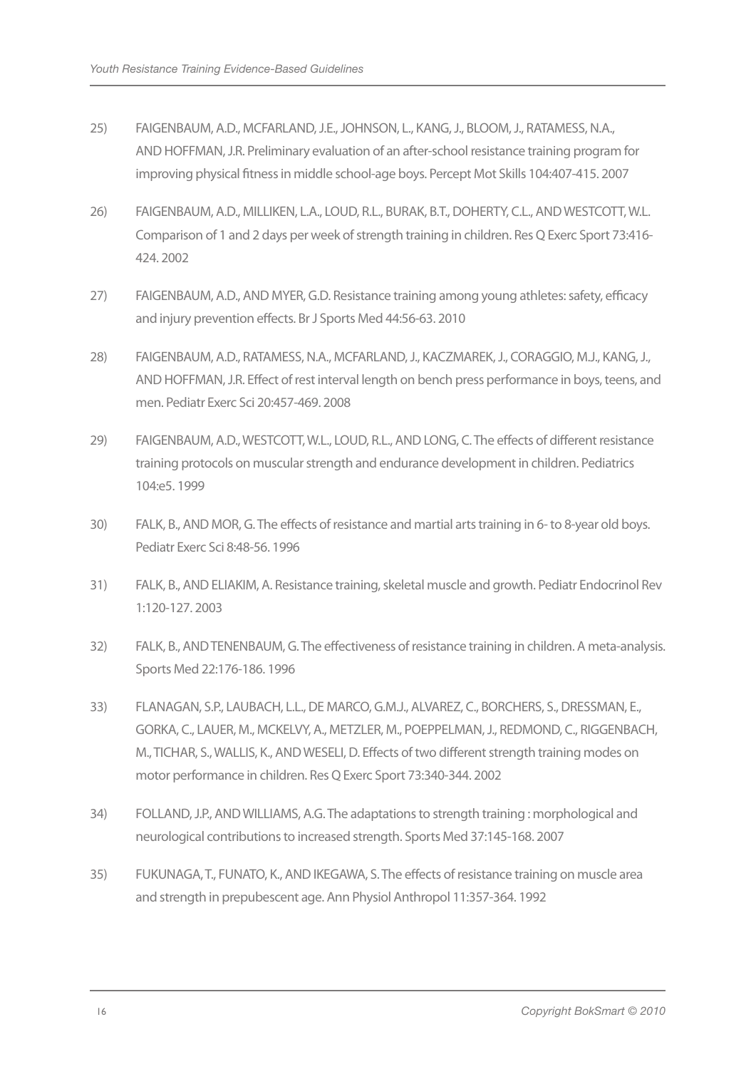25) FAIGENBAUM, A.D., MCFARLAND, J.E., JOHNSON, L., KANG, J., BLOOM, J., RATAMESS, N.A., AND HOFFMAN, J.R. Preliminary evaluation of an after-school resistance training program for improving physical fitness in middle school-age boys. Percept Mot Skills 104:407-415. 2007

26) FAIGENBAUM, A.D., MILLIKEN, L.A., LOUD, R.L., BURAK, B.T., DOHERTY, C.L., AND WESTCOTT, W.L. Comparison of 1 and 2 days per week of strength training in children. Res Q Exerc Sport 73:416-424. 2002

27) FAIGENBAUM, A.D., AND MYER, G.D. Resistance training among young athletes: safety, efficacy and injury prevention effects. Br J Sports Med 44:56-63. 2010

28) FAIGENBAUM, A.D., RATAMESS, N.A., MCFARLAND, J., KACZMAREK, J., CORAGGIO, M.J., KANG, J., AND HOFFMAN, J.R. Effect of rest interval length on bench press performance in boys, teens, and men. Pediatr Exerc Sci 20:457-469. 2008

29) FAIGENBAUM, A.D., WESTCOTT, W.L., LOUD, R.L., AND LONG, C. The effects of different resistance training protocols on muscular strength and endurance development in children. Pediatrics 104:e5. 1999

30) FALK, B., AND MOR, G. The effects of resistance and martial arts training in 6- to 8-year old boys. Pediatr Exerc Sci 8:48-56. 1996

31) FALK, B., AND ELIAKIM, A. Resistance training, skeletal muscle and growth. Pediatr Endocrinol Rev 1:120-127. 2003

32) FALK, B., AND TENENBAUM, G. The effectiveness of resistance training in children. A meta-analysis. Sports Med 22:176-186. 1996

33) FLANAGAN, S.P., LAUBACH, L.L., DE MARCO, G.M.J., ALVAREZ, C., BORCHERS, S., DRESSMAN, E., GORKA, C., LAUER, M., MCKELVY, A., METZLER, M., POEPPELMAN, J., REDMOND, C., RIGGENBACH, M., TICHAR, S., WALLIS, K., AND WESELI, D. Effects of two different strength training modes on motor performance in children. Res Q Exerc Sport 73:340-344. 2002

34) FOLLAND, J.P., AND WILLIAMS, A.G. The adaptations to strength training : morphological and neurological contributions to increased strength. Sports Med 37:145-168. 2007

35) FUKUNAGA, T., FUNATO, K., AND IKEGAWA, S. The effects of resistance training on muscle area and strength in prepubescent age. Ann Physiol Anthropol 11:357-364. 1992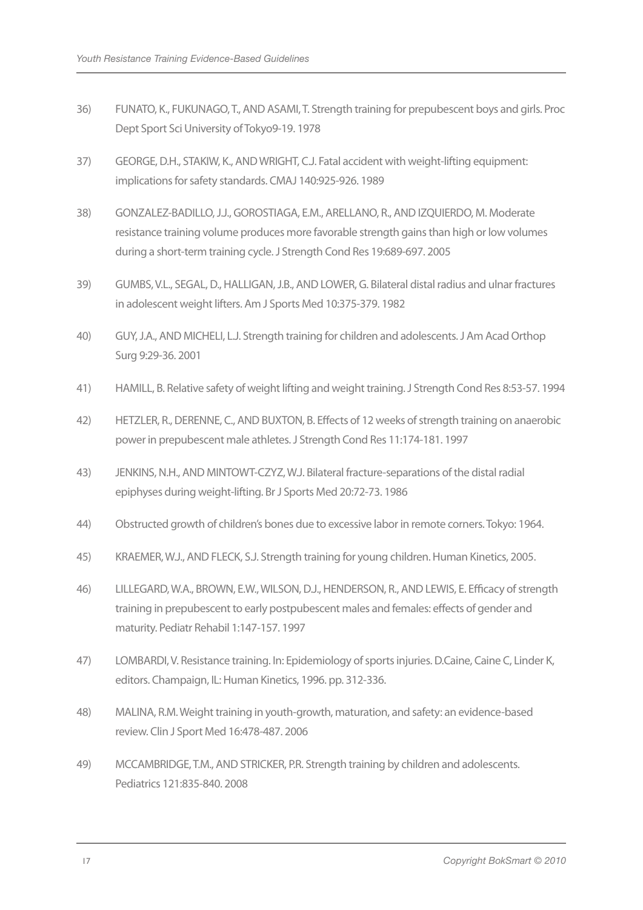36) FUNATO, K., FUKUNAGO, T., AND ASAMI, T. Strength training for prepubescent boys and girls. Proc Dept Sport Sci University of Tokyo9-19. 1978

37) GEORGE, D.H., STAKIW, K., AND WRIGHT, C.J. Fatal accident with weight-lifting equipment: implications for safety standards. CMAJ 140:925-926. 1989

38) GONZALEZ-BADILLO, J.J., GOROSTIAGA, E.M., ARELLANO, R., AND IZQUIERDO, M. Moderate resistance training volume produces more favorable strength gains than high or low volumes during a short-term training cycle. J Strength Cond Res 19:689-697. 2005

39) GUMBS, V.L., SEGAL, D., HALLIGAN, J.B., AND LOWER, G. Bilateral distal radius and ulnar fractures in adolescent weight lifters. Am J Sports Med 10:375-379. 1982

40) GUY, J.A., AND MICHELI, L.J. Strength training for children and adolescents. J Am Acad Orthop Surg 9:29-36. 2001

41) HAMILL, B. Relative safety of weight lifting and weight training. J Strength Cond Res 8:53-57. 1994

42) HETZLER, R., DERENNE, C., AND BUXTON, B. Effects of 12 weeks of strength training on anaerobic power in prepubescent male athletes. J Strength Cond Res 11:174-181. 1997

43) JENKINS, N.H., AND MINTOWT-CZYZ, W.J. Bilateral fracture-separations of the distal radial epiphyses during weight-lifting. Br J Sports Med 20:72-73. 1986

44) Obstructed growth of children's bones due to excessive labor in remote corners. Tokyo: 1964.

45) KRAEMER, W.J., AND FLECK, S.J. Strength training for young children. Human Kinetics, 2005.

46) LILLEGARD, W.A., BROWN, E.W., WILSON, D.J., HENDERSON, R., AND LEWIS, E. Efficacy of strength training in prepubescent to early postpubescent males and females: effects of gender and maturity. Pediatr Rehabil 1:147-157. 1997

47) LOMBARDI, V. Resistance training. In: Epidemiology of sports injuries. D.Caine, Caine C, Linder K, editors. Champaign, IL: Human Kinetics, 1996. pp. 312-336.

48) MALINA, R.M. Weight training in youth-growth, maturation, and safety: an evidence-based review. Clin J Sport Med 16:478-487. 2006

49) MCCAMBRIDGE, T.M., AND STRICKER, P.R. Strength training by children and adolescents. Pediatrics 121:835-840. 2008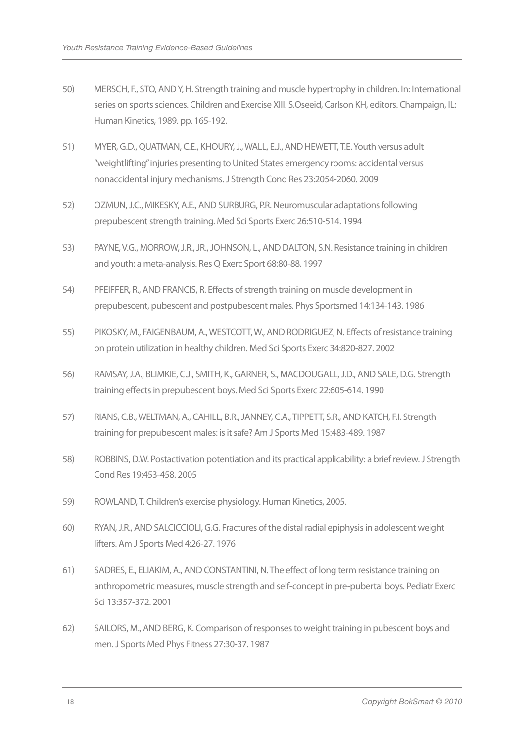50) MERSCH, F., STO, AND Y, H. Strength training and muscle hypertrophy in children. In: International series on sports sciences. Children and Exercise XIII. S.Oseeid, Carlson KH, editors. Champaign, IL: Human Kinetics, 1989. pp. 165-192.

51) MYER, G.D., QUATMAN, C.E., KHOURY, J., WALL, E.J., AND HEWETT, T.E. Youth versus adult "weightlifting" injuries presenting to United States emergency rooms: accidental versus nonaccidental injury mechanisms. J Strength Cond Res 23:2054-2060. 2009

52) OZMUN, J.C., MIKESKY, A.E., AND SURBURG, P.R. Neuromuscular adaptations following prepubescent strength training. Med Sci Sports Exerc 26:510-514. 1994

53) PAYNE, V.G., MORROW, J.R., JR., JOHNSON, L., AND DALTON, S.N. Resistance training in children and youth: a meta-analysis. Res Q Exerc Sport 68:80-88. 1997

54) PFEIFFER, R., AND FRANCIS, R. Effects of strength training on muscle development in prepubescent, pubescent and postpubescent males. Phys Sportsmed 14:134-143. 1986

55) PIKOSKY, M., FAIGENBAUM, A., WESTCOTT, W., AND RODRIGUEZ, N. Effects of resistance training on protein utilization in healthy children. Med Sci Sports Exerc 34:820-827. 2002

56) RAMSAY, J.A., BLIMKIE, C.J., SMITH, K., GARNER, S., MACDOUGALL, J.D., AND SALE, D.G. Strength training effects in prepubescent boys. Med Sci Sports Exerc 22:605-614. 1990

57) RIANS, C.B., WELTMAN, A., CAHILL, B.R., JANNEY, C.A., TIPPETT, S.R., AND KATCH, F.I. Strength training for prepubescent males: is it safe? Am J Sports Med 15:483-489. 1987

58) ROBBINS, D.W. Postactivation potentiation and its practical applicability: a brief review. J Strength Cond Res 19:453-458. 2005

59) ROWLAND, T. Children's exercise physiology. Human Kinetics, 2005.

60) RYAN, J.R., AND SALCICCIOLI, G.G. Fractures of the distal radial epiphysis in adolescent weight lifters. Am J Sports Med 4:26-27. 1976

61) SADRES, E., ELIAKIM, A., AND CONSTANTINI, N. The effect of long term resistance training on anthropometric measures, muscle strength and self-concept in pre-pubertal boys. Pediatr Exerc Sci 13:357-372. 2001

62) SAILORS, M., AND BERG, K. Comparison of responses to weight training in pubescent boys and men. J Sports Med Phys Fitness 27:30-37. 1987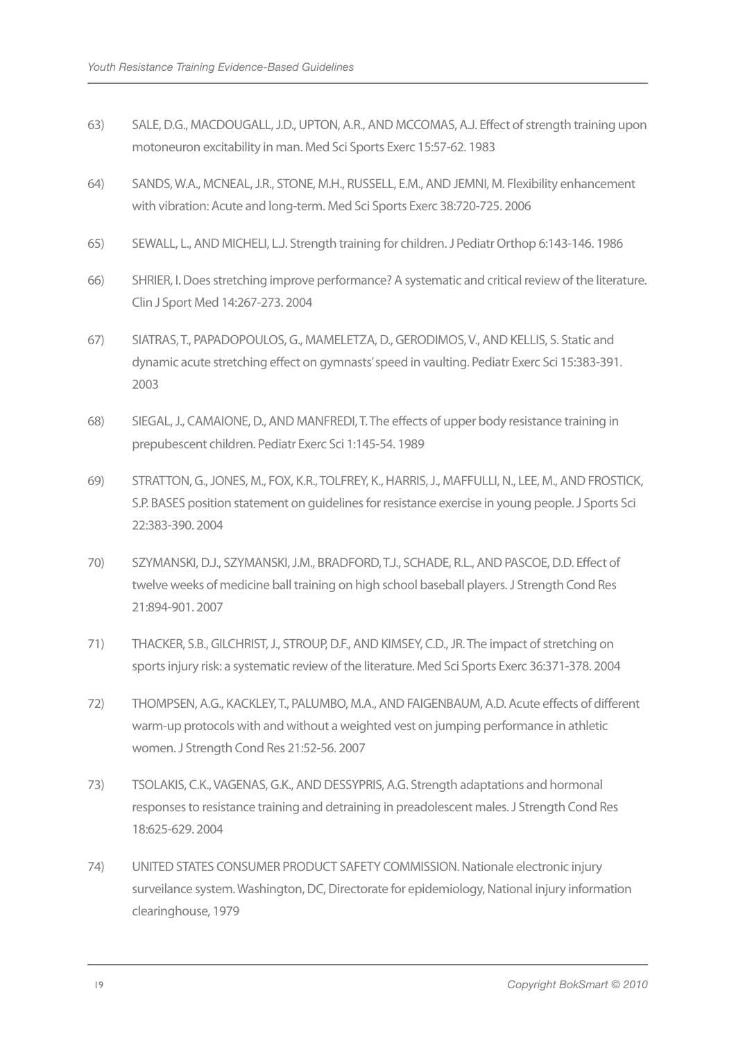63) SALE, D.G., MACDOUGALL, J.D., UPTON, A.R., AND MCCOMAS, A.J. Effect of strength training upon motoneuron excitability in man. Med Sci Sports Exerc 15:57-62. 1983

64) SANDS, W.A., MCNEAL, J.R., STONE, M.H., RUSSELL, E.M., AND JEMNI, M. Flexibility enhancement with vibration: Acute and long-term. Med Sci Sports Exerc 38:720-725. 2006

65) SEWALL, L., AND MICHELI, L.J. Strength training for children. J Pediatr Orthop 6:143-146. 1986

66) SHRIER, I. Does stretching improve performance? A systematic and critical review of the literature. Clin J Sport Med 14:267-273. 2004

67) SIATRAS, T., PAPADOPOULOS, G., MAMELETZA, D., GERODIMOS, V., AND KELLIS, S. Static and dynamic acute stretching effect on gymnasts' speed in vaulting. Pediatr Exerc Sci 15:383-391. 2003

68) SIEGAL, J., CAMAIONE, D., AND MANFREDI, T. The effects of upper body resistance training in prepubescent children. Pediatr Exerc Sci 1:145-54. 1989

69) STRATTON, G., JONES, M., FOX, K.R., TOLFREY, K., HARRIS, J., MAFFULLI, N., LEE, M., AND FROSTICK, S.P. BASES position statement on guidelines for resistance exercise in young people. J Sports Sci 22:383-390. 2004

70) SZYMANSKI, D.J., SZYMANSKI, J.M., BRADFORD, T.J., SCHADE, R.L., AND PASCOE, D.D. Effect of twelve weeks of medicine ball training on high school baseball players. J Strength Cond Res 21:894-901. 2007

71) THACKER, S.B., GILCHRIST, J., STROUP, D.F., AND KIMSEY, C.D., JR. The impact of stretching on sports injury risk: a systematic review of the literature. Med Sci Sports Exerc 36:371-378. 2004

72) THOMPSEN, A.G., KACKLEY, T., PALUMBO, M.A., AND FAIGENBAUM, A.D. Acute effects of different warm-up protocols with and without a weighted vest on jumping performance in athletic women. J Strength Cond Res 21:52-56. 2007

73) TSOLAKIS, C.K., VAGENAS, G.K., AND DESSYPRIS, A.G. Strength adaptations and hormonal responses to resistance training and detraining in preadolescent males. J Strength Cond Res 18:625-629. 2004

74) UNITED STATES CONSUMER PRODUCT SAFETY COMMISSION. Nationale electronic injury surveilance system. Washington, DC, Directorate for epidemiology, National injury information clearinghouse, 1979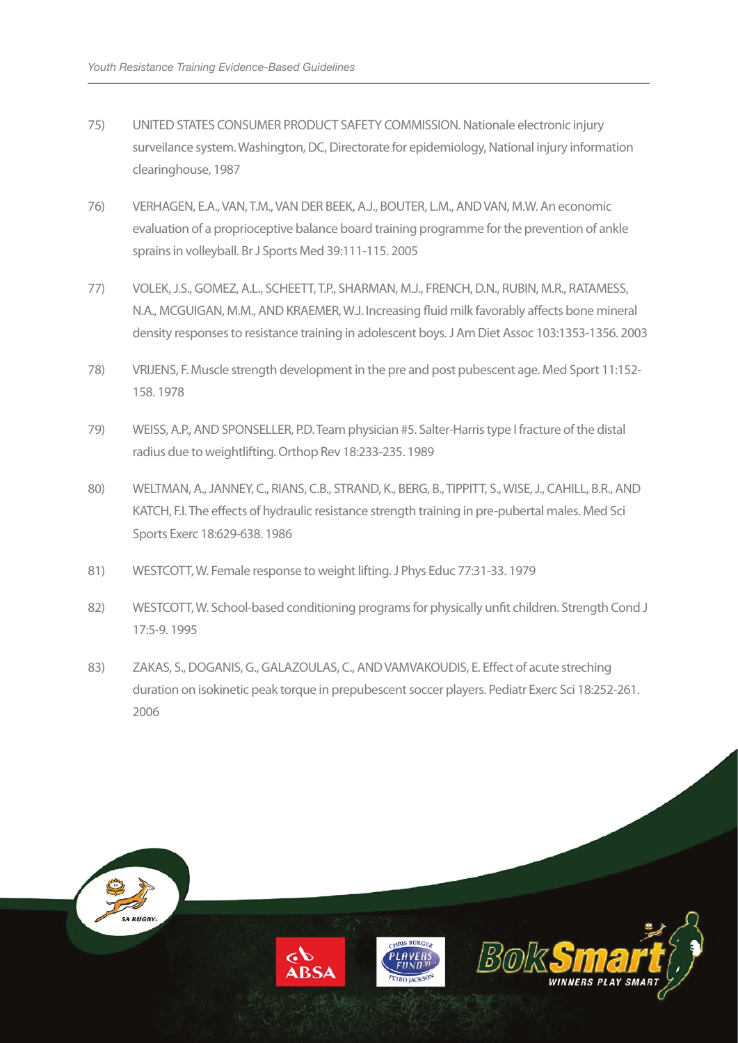75) UNITED STATES CONSUMER PRODUCT SAFETY COMMISSION. Nationale electronic injury surveilance system. Washington, DC, Directorate for epidemiology, National injury information clearinghouse, 1987

76) VERHAGEN, E.A., VAN, T.M., VAN DER BEEK, A.J., BOUTER, L.M., AND VAN, M.W. An economic evaluation of a proprioceptive balance board training programme for the prevention of ankle sprains in volleyball. Br J Sports Med 39:111-115. 2005

77) VOLEK, J.S., GOMEZ, A.L., SCHEETT, T.P., SHARMAN, M.J., FRENCH, D.N., RUBIN, M.R., RATAMESS, N.A., MCGUIGAN, M.M., AND KRAEMER, W.J. Increasing fluid milk favorably affects bone mineral density responses to resistance training in adolescent boys. J Am Diet Assoc 103:1353-1356. 2003

78) VRIJENS, F. Muscle strength development in the pre and post pubescent age. Med Sport 11:152-158. 1978

79) WEISS, A.P., AND SPONSELLER, P.D. Team physician #5. Salter-Harris type I fracture of the distal radius due to weightlifting. Orthop Rev 18:233-235. 1989

80) WELTMAN, A., JANNEY, C., RIANS, C.B., STRAND, K., BERG, B., TIPPITT, S., WISE, J., CAHILL, B.R., AND KATCH, F.I. The effects of hydraulic resistance strength training in pre-pubertal males. Med Sci Sports Exerc 18:629-638. 1986

81) WESTCOTT, W. Female response to weight lifting. J Phys Educ 77:31-33. 1979

82) WESTCOTT, W. School-based conditioning programs for physically unfit children. Strength Cond J 17:5-9. 1995

83) ZAKAS, S., DOGANIS, G., GALAZOULAS, C., AND VAMVAKOUDIS, E. Effect of acute streching duration on isokinetic peak torque in prepubescent soccer players. Pediatr Exerc Sci 18:252-261. 2006